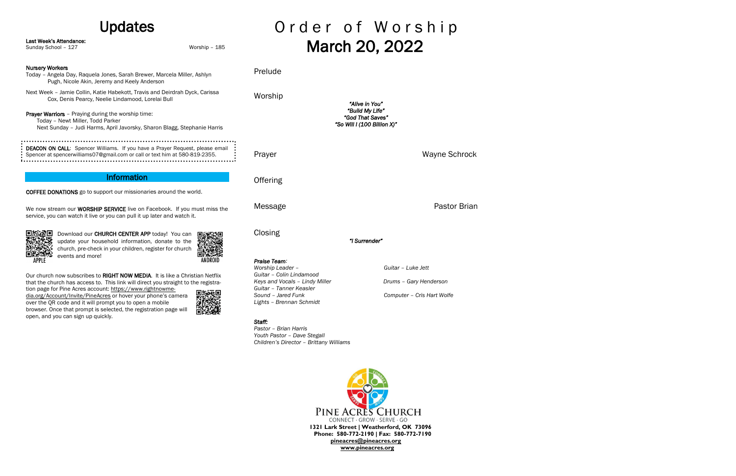# Updates

**Last Week's Attendance:**
Sunday School – 127 Worship – 185

**Nursery Workers**
Today – Angela Day, Raquela Jones, Sarah Brewer, Marcela Miller, Ashlyn Pugh, Nicole Akin, Jeremy and Keely Anderson

Next Week – Jamie Collin, Katie Habekott, Travis and Deirdrah Dyck, Carissa Cox, Denis Pearcy, Neelie Lindamood, Lorelai Bull

**Prayer Warriors** – Praying during the worship time:
Today – Newt Miller, Todd Parker
Next Sunday – Judi Harms, April Javorsky, Sharon Blagg, Stephanie Harris

**DEACON ON CALL**: Spencer Williams. If you have a Prayer Request, please email Spencer at spencerwilliams07@gmail.com or call or text him at 580-819-2355.

## Information

**COFFEE DONATIONS** go to support our missionaries around the world.

We now stream our **WORSHIP SERVICE** live on Facebook. If you must miss the service, you can watch it live or you can pull it up later and watch it.

Download our **CHURCH CENTER APP** today! You can update your household information, donate to the church, pre-check in your children, register for church events and more!

APPLE ANDROID

Our church now subscribes to **RIGHT NOW MEDIA**. It is like a Christian Netflix that the church has access to. This link will direct you straight to the registration page for Pine Acres account: https://www.rightnowmedia.org/Account/Invite/PineAcres or hover your phone's camera over the QR code and it will prompt you to open a mobile browser. Once that prompt is selected, the registration page will open, and you can sign up quickly.

# Order of Worship
# March 20, 2022

Prelude

Worship

*"Alive in You"*
*"Build My Life"*
*"God That Saves"*
*"So Will I (100 Billion X)"*

Prayer — Wayne Schrock

Offering

Message — Pastor Brian

Closing

*"I Surrender"*

***Praise Team:***
*Worship Leader –*
*Guitar – Colin Lindamood*
*Keys and Vocals – Lindy Miller*
*Guitar – Tanner Keasler*
*Sound – Jared Funk*
*Lights – Brennan Schmidt*
*Guitar – Luke Jett*
*Drums – Gary Henderson*
*Computer – Cris Hart Wolfe*

***Staff:***
*Pastor – Brian Harris*
*Youth Pastor – Dave Stegall*
*Children's Director – Brittany Williams*

PINE ACRES CHURCH
CONNECT · GROW · SERVE · GO
**1321 Lark Street | Weatherford, OK 73096**
**Phone: 580-772-2190 | Fax: 580-772-7190**
**pineacres@pineacres.org**
**www.pineacres.org**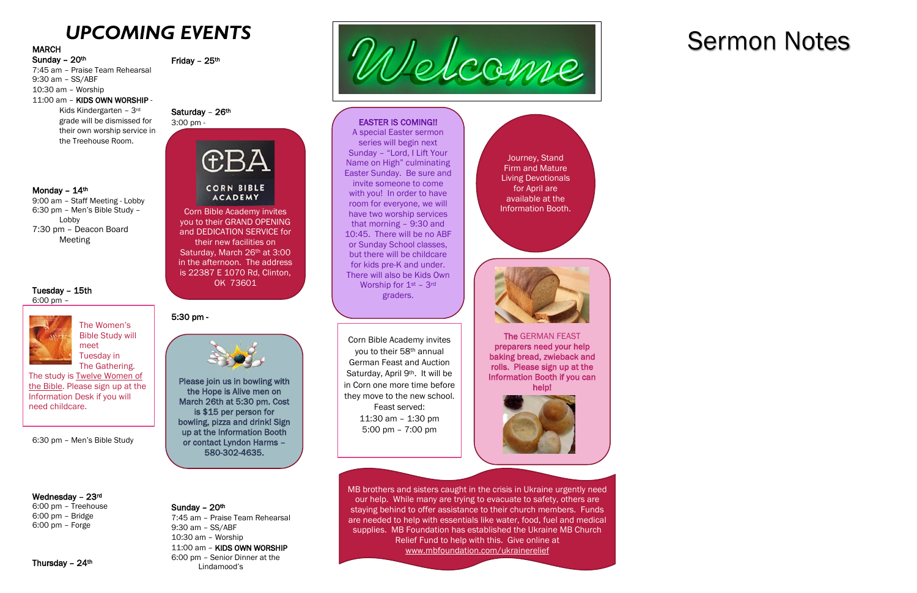# UPCOMING EVENTS

**MARCH**

**Sunday – 20th**
7:45 am – Praise Team Rehearsal
9:30 am – SS/ABF
10:30 am – Worship
11:00 am – **KIDS OWN WORSHIP** - Kids Kindergarten – 3rd grade will be dismissed for their own worship service in the Treehouse Room.

**Monday – 14th**
9:00 am – Staff Meeting - Lobby
6:30 pm – Men's Bible Study – Lobby
7:30 pm – Deacon Board Meeting

**Tuesday – 15th**
6:00 pm –

The Women's Bible Study will meet Tuesday in The Gathering. The study is Twelve Women of the Bible. Please sign up at the Information Desk if you will need childcare.

6:30 pm – Men's Bible Study

**Wednesday – 23rd**
6:00 pm – Treehouse
6:00 pm – Bridge
6:00 pm – Forge

**Thursday – 24th**

**Friday – 25th**

**Saturday – 26th**
3:00 pm -

CBA
CORN BIBLE ACADEMY

Corn Bible Academy invites you to their GRAND OPENING and DEDICATION SERVICE for their new facilities on Saturday, March 26th at 3:00 in the afternoon. The address is 22387 E 1070 Rd, Clinton, OK 73601

5:30 pm -

**Please join us in bowling with the Hope is Alive men on March 26th at 5:30 pm. Cost is $15 per person for bowling, pizza and drink! Sign up at the Information Booth or contact Lyndon Harms – 580-302-4635.**

**Sunday – 20th**
7:45 am – Praise Team Rehearsal
9:30 am – SS/ABF
10:30 am – Worship
11:00 am – **KIDS OWN WORSHIP**
6:00 pm – Senior Dinner at the Lindamood's

Welcome

**EASTER IS COMING!!**
A special Easter sermon series will begin next Sunday – "Lord, I Lift Your Name on High" culminating Easter Sunday. Be sure and invite someone to come with you! In order to have room for everyone, we will have two worship services that morning – 9:30 and 10:45. There will be no ABF or Sunday School classes, but there will be childcare for kids pre-K and under. There will also be Kids Own Worship for 1st – 3rd graders.

Journey, Stand Firm and Mature Living Devotionals for April are available at the Information Booth.

Corn Bible Academy invites you to their 58th annual German Feast and Auction Saturday, April 9th. It will be in Corn one more time before they move to the new school.
Feast served:
11:30 am – 1:30 pm
5:00 pm – 7:00 pm

**The GERMAN FEAST preparers need your help baking bread, zwieback and rolls. Please sign up at the Information Booth if you can help!**

MB brothers and sisters caught in the crisis in Ukraine urgently need our help. While many are trying to evacuate to safety, others are staying behind to offer assistance to their church members. Funds are needed to help with essentials like water, food, fuel and medical supplies. MB Foundation has established the Ukraine MB Church Relief Fund to help with this. Give online at www.mbfoundation.com/ukrainerelief

# Sermon Notes